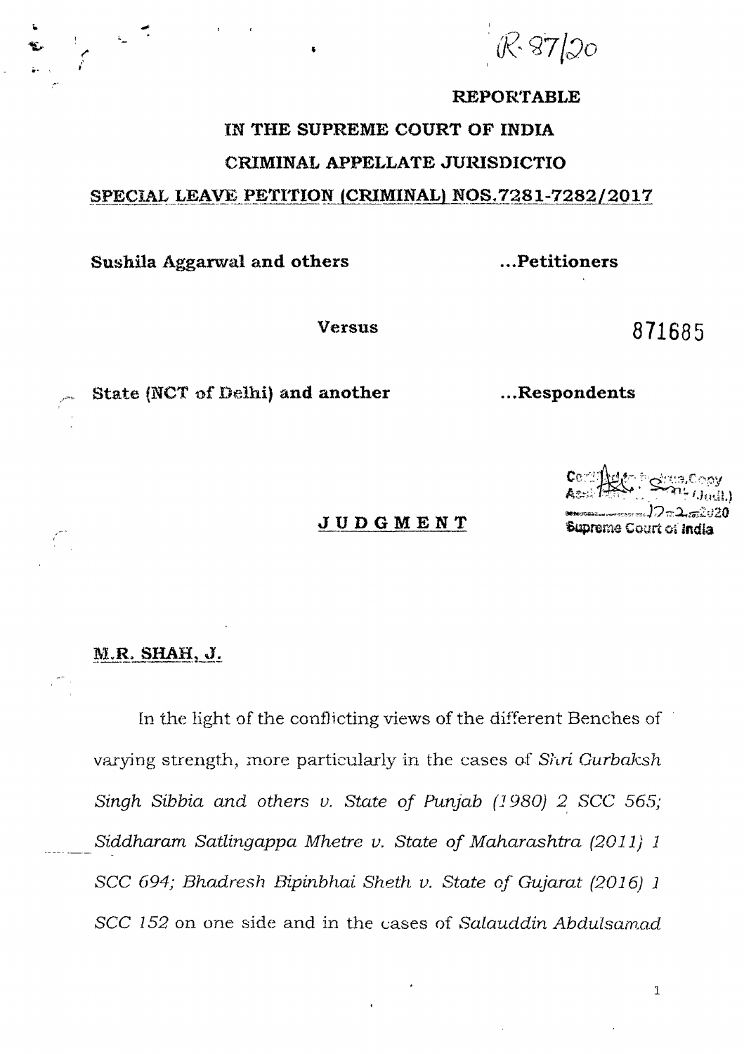R.87/20

**REPORTABLE**

**IN THE SUPREME COURT OF INDIA**

**CRIMINAL APPELLATE JURISDICTIO**

**SPECIAL LEAVE PETITION (CRIMINAL) NOS.7281-7282/2017**

**Sushila Aggarwal and others** **...Petitioners**

**Versus**

871685

**State (NCT of Delhi) and another** **...Respondents**

Certified to be true Copy
Assistant Registrar (Judl.)
12-2-2020
Supreme Court of India

**JUDGMENT**

**M.R. SHAH, J.**

In the light of the conflicting views of the different Benches of varying strength, more particularly in the cases of *Shri Gurbaksh Singh Sibbia and others v. State of Punjab (1980) 2 SCC 565; Siddharam Satlingappa Mhetre v. State of Maharashtra (2011) 1 SCC 694; Bhadresh Bipinbhai Sheth v. State of Gujarat (2016) 1 SCC 152* on one side and in the cases of *Salauddin Abdulsamad*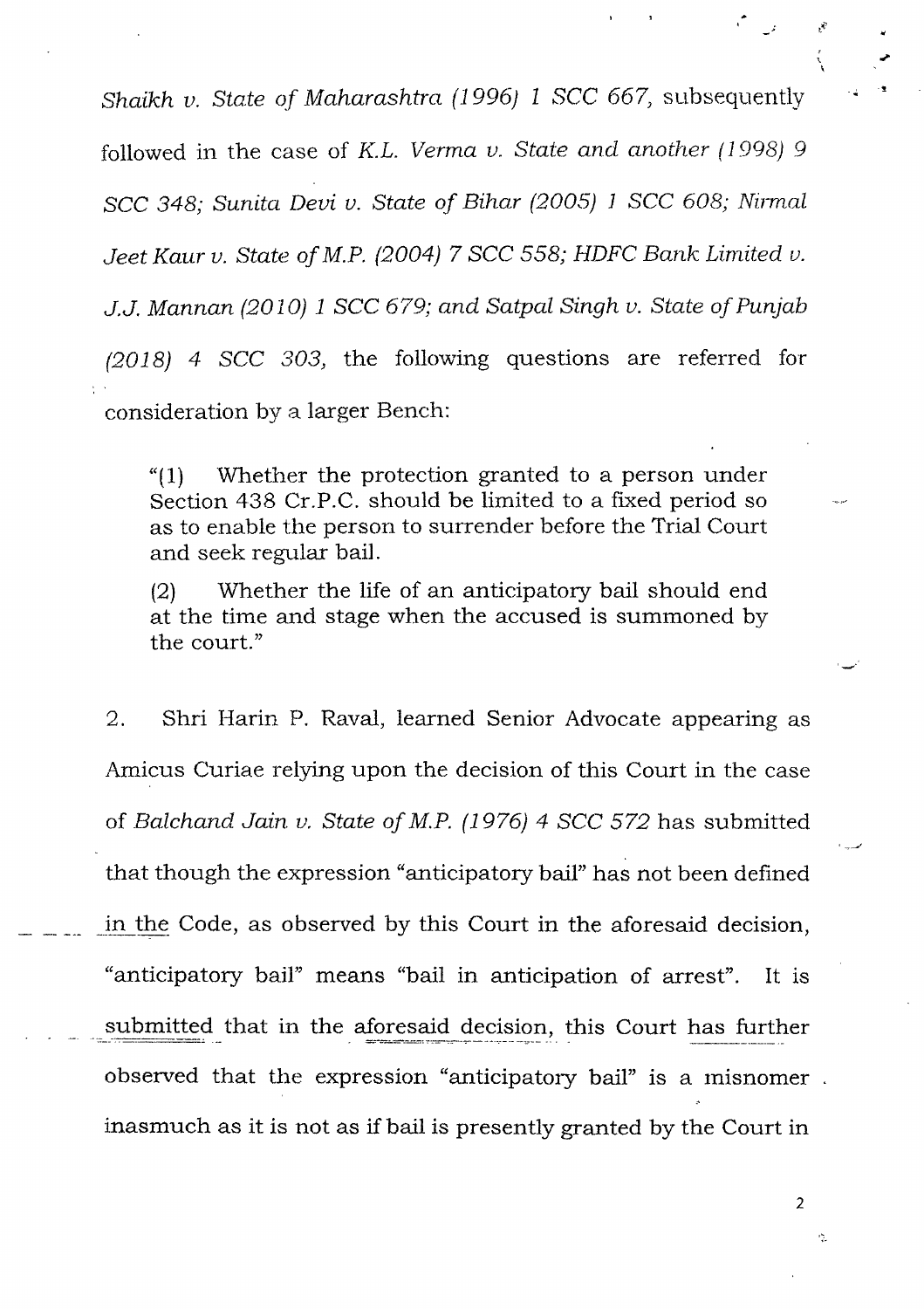*Shaikh v. State of Maharashtra (1996) 1 SCC 667*, subsequently followed in the case of *K.L. Verma v. State and another (1998) 9 SCC 348; Sunita Devi v. State of Bihar (2005) 1 SCC 608; Nirmal Jeet Kaur v. State of M.P. (2004) 7 SCC 558; HDFC Bank Limited v. J.J. Mannan (2010) 1 SCC 679; and Satpal Singh v. State of Punjab (2018) 4 SCC 303*, the following questions are referred for consideration by a larger Bench:

> "(1) Whether the protection granted to a person under Section 438 Cr.P.C. should be limited to a fixed period so as to enable the person to surrender before the Trial Court and seek regular bail.
>
> (2) Whether the life of an anticipatory bail should end at the time and stage when the accused is summoned by the court."

2. Shri Harin P. Raval, learned Senior Advocate appearing as Amicus Curiae relying upon the decision of this Court in the case of *Balchand Jain v. State of M.P. (1976) 4 SCC 572* has submitted that though the expression "anticipatory bail" has not been defined in the Code, as observed by this Court in the aforesaid decision, "anticipatory bail" means "bail in anticipation of arrest". It is submitted that in the aforesaid decision, this Court has further observed that the expression "anticipatory bail" is a misnomer inasmuch as it is not as if bail is presently granted by the Court in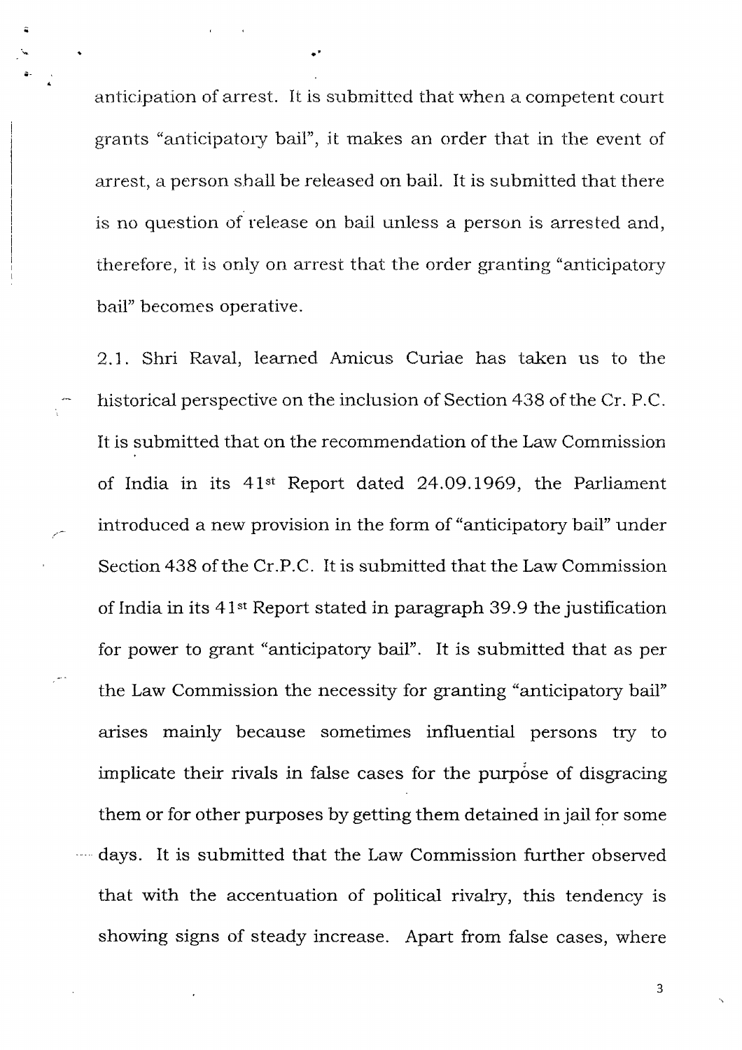anticipation of arrest. It is submitted that when a competent court grants "anticipatory bail", it makes an order that in the event of arrest, a person shall be released on bail. It is submitted that there is no question of release on bail unless a person is arrested and, therefore, it is only on arrest that the order granting "anticipatory bail" becomes operative.

2.1. Shri Raval, learned Amicus Curiae has taken us to the historical perspective on the inclusion of Section 438 of the Cr. P.C. It is submitted that on the recommendation of the Law Commission of India in its 41st Report dated 24.09.1969, the Parliament introduced a new provision in the form of "anticipatory bail" under Section 438 of the Cr.P.C. It is submitted that the Law Commission of India in its 41st Report stated in paragraph 39.9 the justification for power to grant "anticipatory bail". It is submitted that as per the Law Commission the necessity for granting "anticipatory bail" arises mainly because sometimes influential persons try to implicate their rivals in false cases for the purpose of disgracing them or for other purposes by getting them detained in jail for some days. It is submitted that the Law Commission further observed that with the accentuation of political rivalry, this tendency is showing signs of steady increase. Apart from false cases, where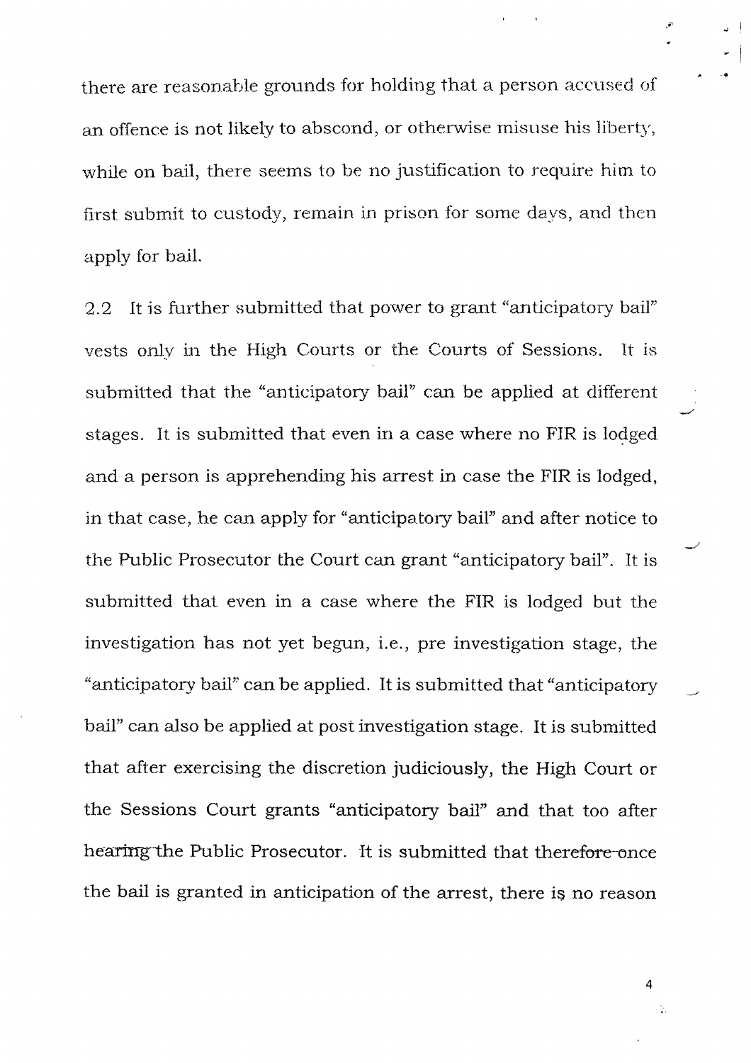there are reasonable grounds for holding that a person accused of an offence is not likely to abscond, or otherwise misuse his liberty, while on bail, there seems to be no justification to require him to first submit to custody, remain in prison for some days, and then apply for bail.

2.2 It is further submitted that power to grant "anticipatory bail" vests only in the High Courts or the Courts of Sessions. It is submitted that the "anticipatory bail" can be applied at different stages. It is submitted that even in a case where no FIR is lodged and a person is apprehending his arrest in case the FIR is lodged, in that case, he can apply for "anticipatory bail" and after notice to the Public Prosecutor the Court can grant "anticipatory bail". It is submitted that even in a case where the FIR is lodged but the investigation has not yet begun, i.e., pre investigation stage, the "anticipatory bail" can be applied. It is submitted that "anticipatory bail" can also be applied at post investigation stage. It is submitted that after exercising the discretion judiciously, the High Court or the Sessions Court grants "anticipatory bail" and that too after hearing the Public Prosecutor. It is submitted that therefore once the bail is granted in anticipation of the arrest, there is no reason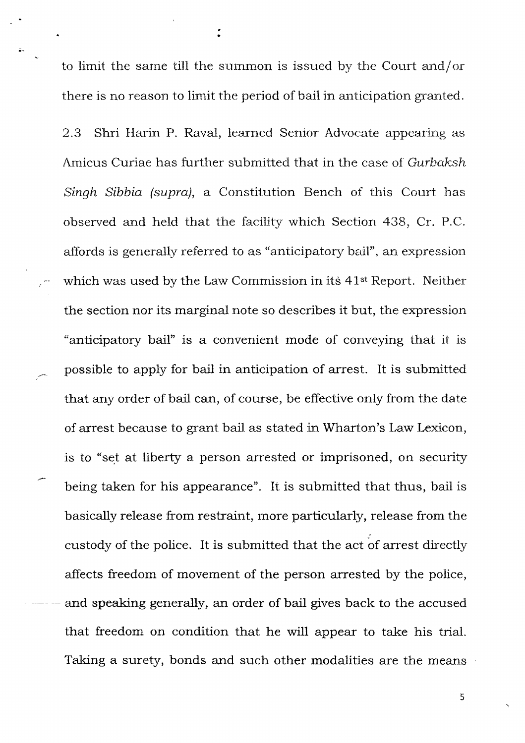to limit the same till the summon is issued by the Court and/or there is no reason to limit the period of bail in anticipation granted.

2.3 Shri Harin P. Raval, learned Senior Advocate appearing as Amicus Curiae has further submitted that in the case of *Gurbaksh Singh Sibbia (supra),* a Constitution Bench of this Court has observed and held that the facility which Section 438, Cr. P.C. affords is generally referred to as "anticipatory bail", an expression which was used by the Law Commission in its 41st Report. Neither the section nor its marginal note so describes it but, the expression "anticipatory bail" is a convenient mode of conveying that it is possible to apply for bail in anticipation of arrest. It is submitted that any order of bail can, of course, be effective only from the date of arrest because to grant bail as stated in Wharton's Law Lexicon, is to "set at liberty a person arrested or imprisoned, on security being taken for his appearance". It is submitted that thus, bail is basically release from restraint, more particularly, release from the custody of the police. It is submitted that the act of arrest directly affects freedom of movement of the person arrested by the police, and speaking generally, an order of bail gives back to the accused that freedom on condition that he will appear to take his trial. Taking a surety, bonds and such other modalities are the means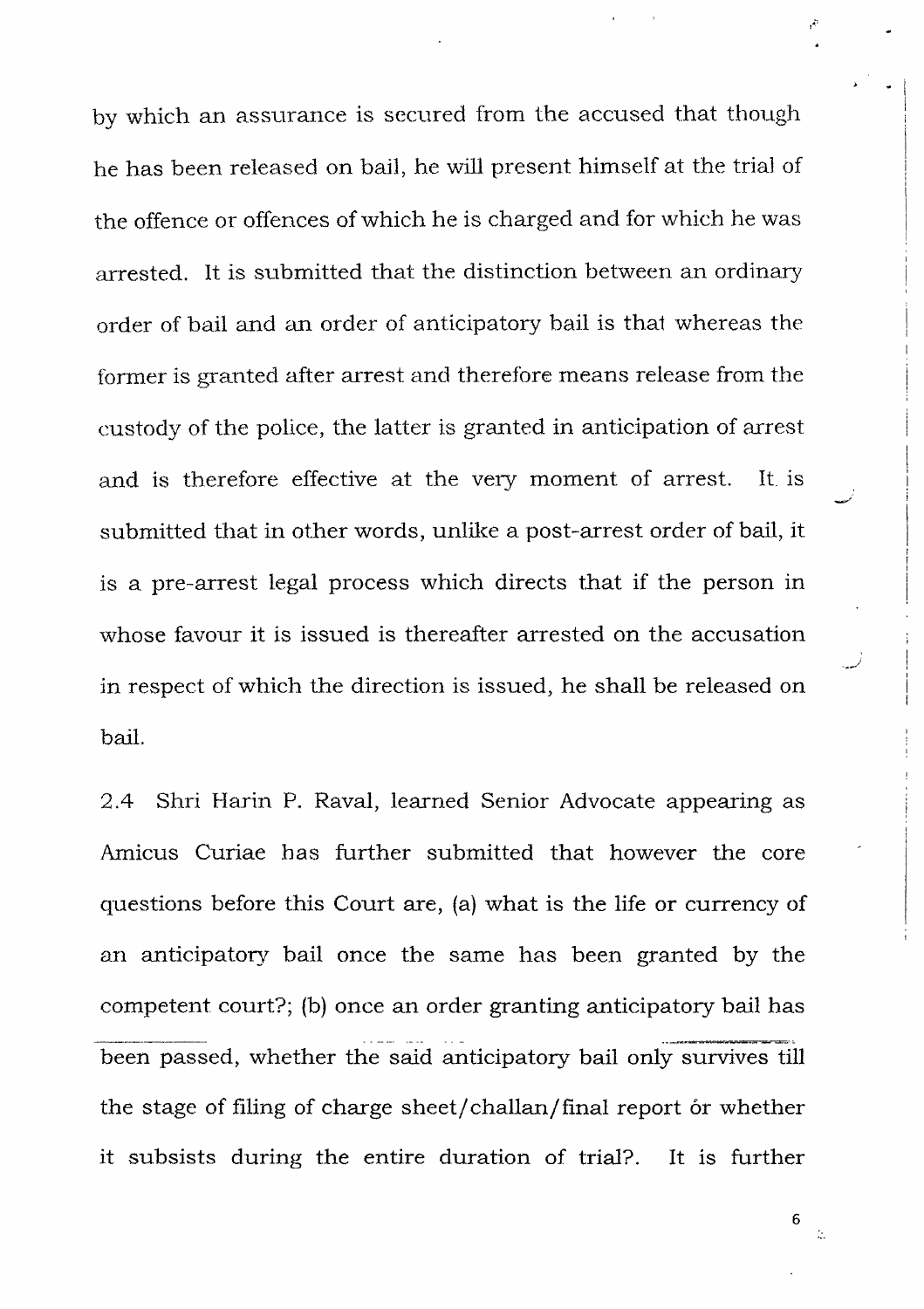by which an assurance is secured from the accused that though he has been released on bail, he will present himself at the trial of the offence or offences of which he is charged and for which he was arrested. It is submitted that the distinction between an ordinary order of bail and an order of anticipatory bail is that whereas the former is granted after arrest and therefore means release from the custody of the police, the latter is granted in anticipation of arrest and is therefore effective at the very moment of arrest. It is submitted that in other words, unlike a post-arrest order of bail, it is a pre-arrest legal process which directs that if the person in whose favour it is issued is thereafter arrested on the accusation in respect of which the direction is issued, he shall be released on bail.

2.4 Shri Harin P. Raval, learned Senior Advocate appearing as Amicus Curiae has further submitted that however the core questions before this Court are, (a) what is the life or currency of an anticipatory bail once the same has been granted by the competent court?; (b) once an order granting anticipatory bail has been passed, whether the said anticipatory bail only survives till the stage of filing of charge sheet/challan/final report or whether it subsists during the entire duration of trial?. It is further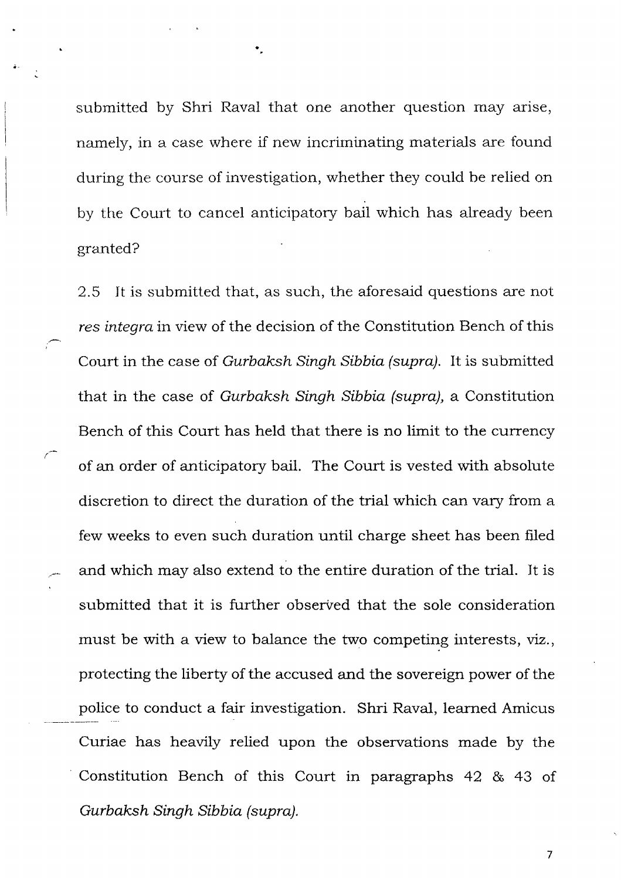submitted by Shri Raval that one another question may arise, namely, in a case where if new incriminating materials are found during the course of investigation, whether they could be relied on by the Court to cancel anticipatory bail which has already been granted?

2.5 It is submitted that, as such, the aforesaid questions are not *res integra* in view of the decision of the Constitution Bench of this Court in the case of *Gurbaksh Singh Sibbia (supra).* It is submitted that in the case of *Gurbaksh Singh Sibbia (supra),* a Constitution Bench of this Court has held that there is no limit to the currency of an order of anticipatory bail. The Court is vested with absolute discretion to direct the duration of the trial which can vary from a few weeks to even such duration until charge sheet has been filed and which may also extend to the entire duration of the trial. It is submitted that it is further observed that the sole consideration must be with a view to balance the two competing interests, viz., protecting the liberty of the accused and the sovereign power of the police to conduct a fair investigation. Shri Raval, learned Amicus Curiae has heavily relied upon the observations made by the Constitution Bench of this Court in paragraphs 42 & 43 of *Gurbaksh Singh Sibbia (supra).*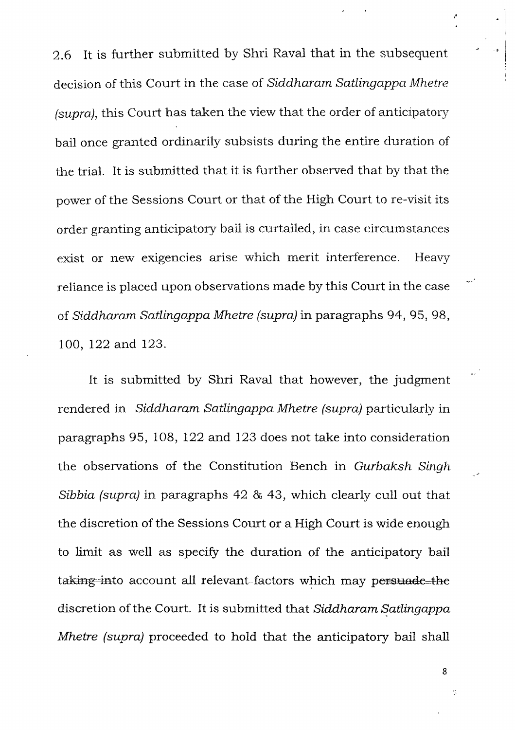2.6 It is further submitted by Shri Raval that in the subsequent decision of this Court in the case of *Siddharam Satlingappa Mhetre (supra)*, this Court has taken the view that the order of anticipatory bail once granted ordinarily subsists during the entire duration of the trial. It is submitted that it is further observed that by that the power of the Sessions Court or that of the High Court to re-visit its order granting anticipatory bail is curtailed, in case circumstances exist or new exigencies arise which merit interference. Heavy reliance is placed upon observations made by this Court in the case of *Siddharam Satlingappa Mhetre (supra)* in paragraphs 94, 95, 98, 100, 122 and 123.

It is submitted by Shri Raval that however, the judgment rendered in *Siddharam Satlingappa Mhetre (supra)* particularly in paragraphs 95, 108, 122 and 123 does not take into consideration the observations of the Constitution Bench in *Gurbaksh Singh Sibbia (supra)* in paragraphs 42 & 43, which clearly cull out that the discretion of the Sessions Court or a High Court is wide enough to limit as well as specify the duration of the anticipatory bail taking into account all relevant factors which may persuade the discretion of the Court. It is submitted that *Siddharam Satlingappa Mhetre (supra)* proceeded to hold that the anticipatory bail shall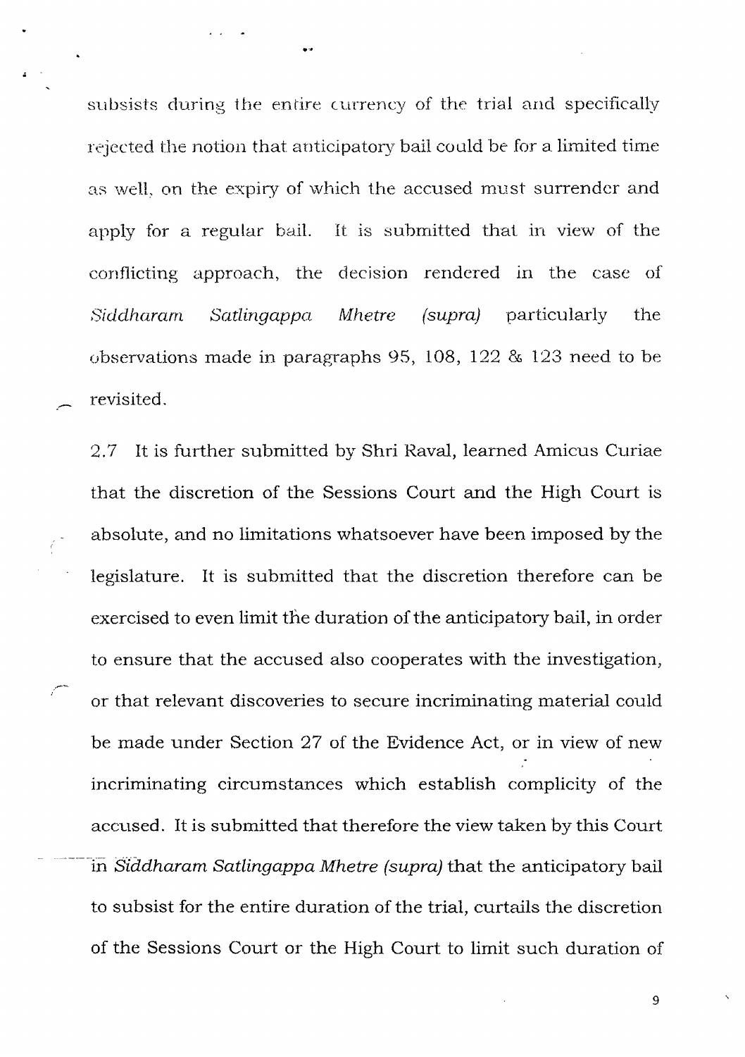subsists during the entire currency of the trial and specifically rejected the notion that anticipatory bail could be for a limited time as well, on the expiry of which the accused must surrender and apply for a regular bail. It is submitted that in view of the conflicting approach, the decision rendered in the case of *Siddharam Satlingappa Mhetre (supra)* particularly the observations made in paragraphs 95, 108, 122 & 123 need to be revisited.

2.7 It is further submitted by Shri Raval, learned Amicus Curiae that the discretion of the Sessions Court and the High Court is absolute, and no limitations whatsoever have been imposed by the legislature. It is submitted that the discretion therefore can be exercised to even limit the duration of the anticipatory bail, in order to ensure that the accused also cooperates with the investigation, or that relevant discoveries to secure incriminating material could be made under Section 27 of the Evidence Act, or in view of new incriminating circumstances which establish complicity of the accused. It is submitted that therefore the view taken by this Court in *Siddharam Satlingappa Mhetre (supra)* that the anticipatory bail to subsist for the entire duration of the trial, curtails the discretion of the Sessions Court or the High Court to limit such duration of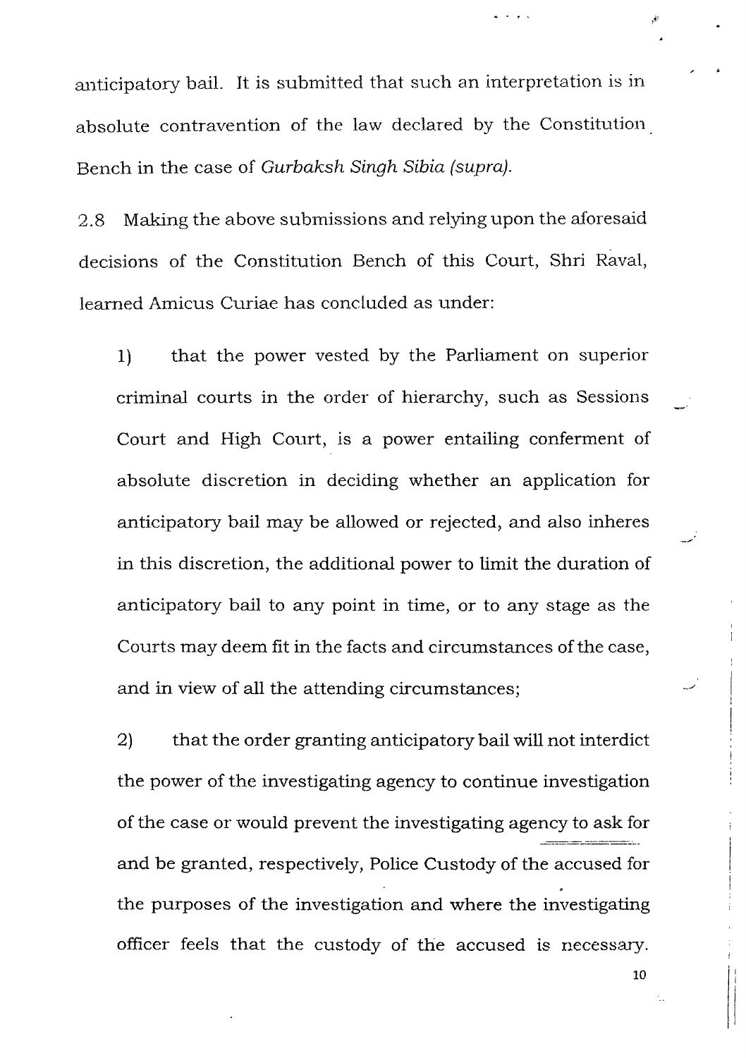anticipatory bail. It is submitted that such an interpretation is in absolute contravention of the law declared by the Constitution Bench in the case of *Gurbaksh Singh Sibia (supra).*

2.8 Making the above submissions and relying upon the aforesaid decisions of the Constitution Bench of this Court, Shri Raval, learned Amicus Curiae has concluded as under:

1) that the power vested by the Parliament on superior criminal courts in the order of hierarchy, such as Sessions Court and High Court, is a power entailing conferment of absolute discretion in deciding whether an application for anticipatory bail may be allowed or rejected, and also inheres in this discretion, the additional power to limit the duration of anticipatory bail to any point in time, or to any stage as the Courts may deem fit in the facts and circumstances of the case, and in view of all the attending circumstances;

2) that the order granting anticipatory bail will not interdict the power of the investigating agency to continue investigation of the case or would prevent the investigating agency to ask for and be granted, respectively, Police Custody of the accused for the purposes of the investigation and where the investigating officer feels that the custody of the accused is necessary.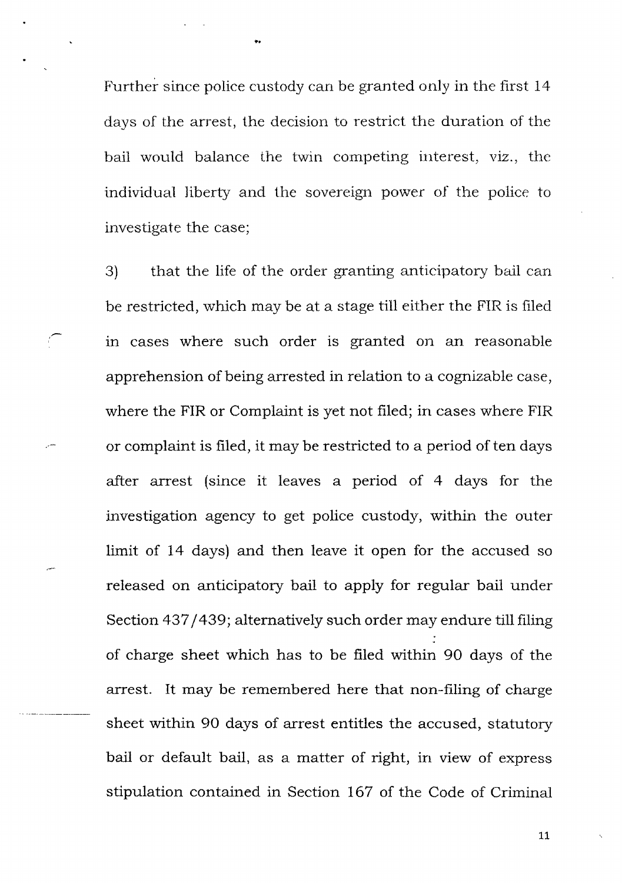Further since police custody can be granted only in the first 14 days of the arrest, the decision to restrict the duration of the bail would balance the twin competing interest, viz., the individual liberty and the sovereign power of the police to investigate the case;

3) that the life of the order granting anticipatory bail can be restricted, which may be at a stage till either the FIR is filed in cases where such order is granted on an reasonable apprehension of being arrested in relation to a cognizable case, where the FIR or Complaint is yet not filed; in cases where FIR or complaint is filed, it may be restricted to a period of ten days after arrest (since it leaves a period of 4 days for the investigation agency to get police custody, within the outer limit of 14 days) and then leave it open for the accused so released on anticipatory bail to apply for regular bail under Section 437/439; alternatively such order may endure till filing of charge sheet which has to be filed within 90 days of the arrest. It may be remembered here that non-filing of charge sheet within 90 days of arrest entitles the accused, statutory bail or default bail, as a matter of right, in view of express stipulation contained in Section 167 of the Code of Criminal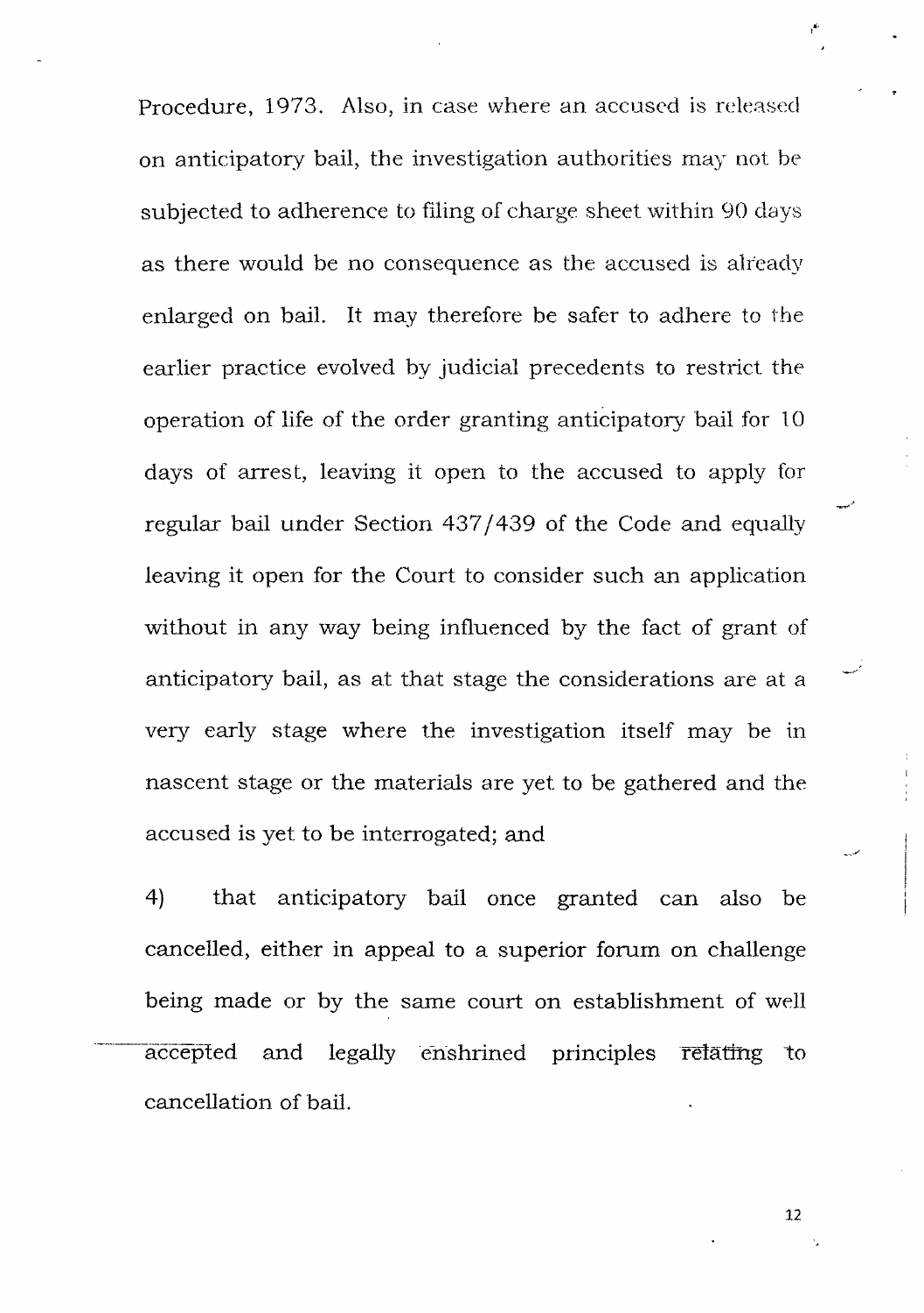Procedure, 1973. Also, in case where an accused is released on anticipatory bail, the investigation authorities may not be subjected to adherence to filing of charge sheet within 90 days as there would be no consequence as the accused is already enlarged on bail. It may therefore be safer to adhere to the earlier practice evolved by judicial precedents to restrict the operation of life of the order granting anticipatory bail for 10 days of arrest, leaving it open to the accused to apply for regular bail under Section 437/439 of the Code and equally leaving it open for the Court to consider such an application without in any way being influenced by the fact of grant of anticipatory bail, as at that stage the considerations are at a very early stage where the investigation itself may be in nascent stage or the materials are yet to be gathered and the accused is yet to be interrogated; and

4) that anticipatory bail once granted can also be cancelled, either in appeal to a superior forum on challenge being made or by the same court on establishment of well accepted and legally enshrined principles relating to cancellation of bail.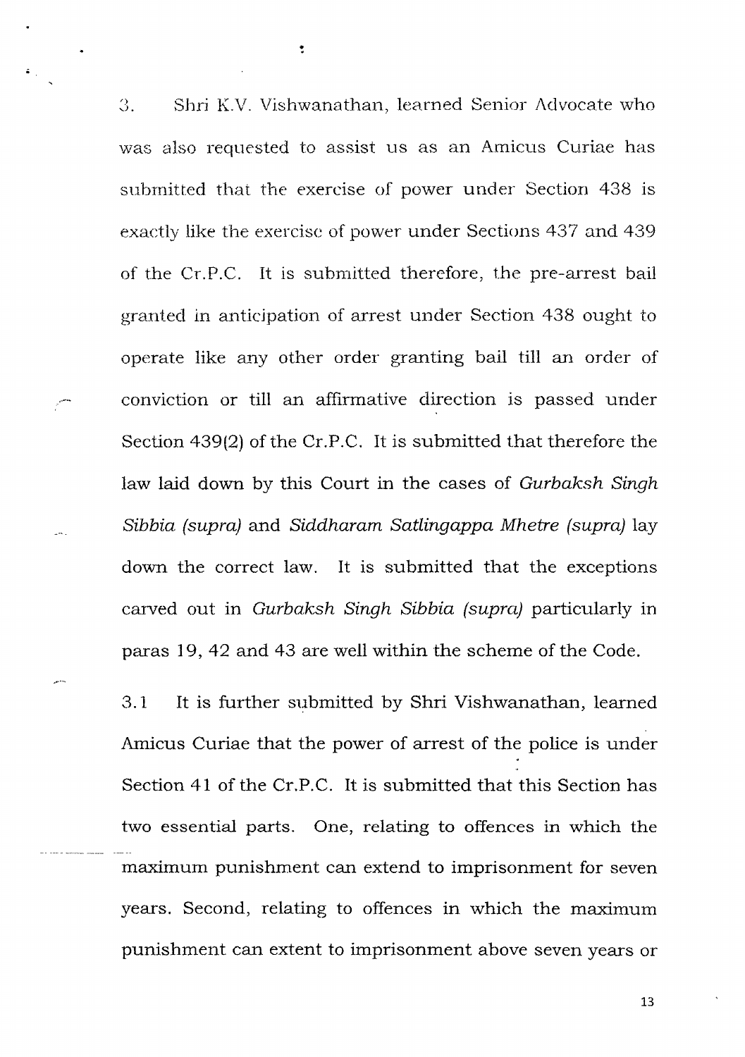3. Shri K.V. Vishwanathan, learned Senior Advocate who was also requested to assist us as an Amicus Curiae has submitted that the exercise of power under Section 438 is exactly like the exercise of power under Sections 437 and 439 of the Cr.P.C. It is submitted therefore, the pre-arrest bail granted in anticipation of arrest under Section 438 ought to operate like any other order granting bail till an order of conviction or till an affirmative direction is passed under Section 439(2) of the Cr.P.C. It is submitted that therefore the law laid down by this Court in the cases of *Gurbaksh Singh Sibbia (supra)* and *Siddharam Satlingappa Mhetre (supra)* lay down the correct law. It is submitted that the exceptions carved out in *Gurbaksh Singh Sibbia (supra)* particularly in paras 19, 42 and 43 are well within the scheme of the Code.

3.1 It is further submitted by Shri Vishwanathan, learned Amicus Curiae that the power of arrest of the police is under Section 41 of the Cr.P.C. It is submitted that this Section has two essential parts. One, relating to offences in which the maximum punishment can extend to imprisonment for seven years. Second, relating to offences in which the maximum punishment can extent to imprisonment above seven years or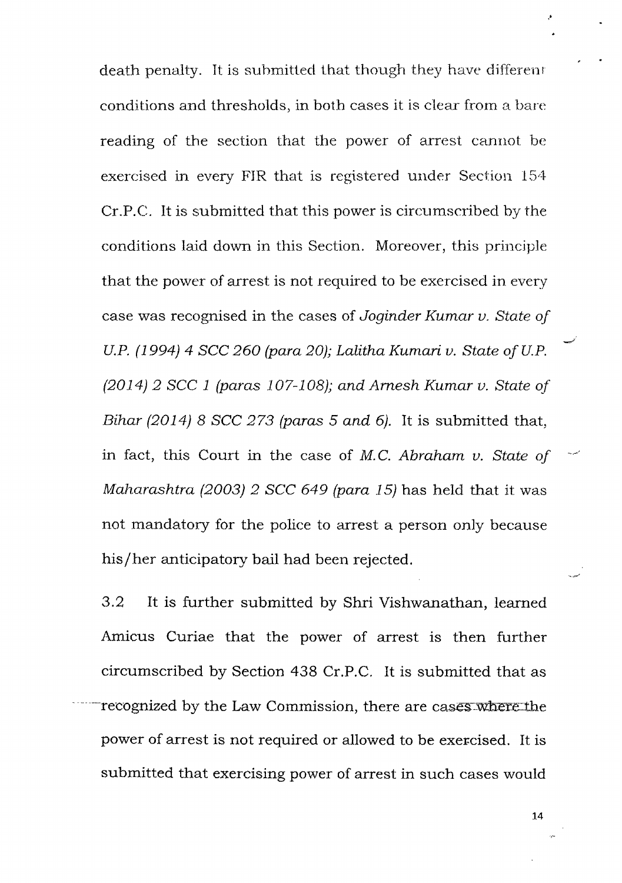death penalty. It is submitted that though they have different conditions and thresholds, in both cases it is clear from a bare reading of the section that the power of arrest cannot be exercised in every FIR that is registered under Section 154 Cr.P.C. It is submitted that this power is circumscribed by the conditions laid down in this Section. Moreover, this principle that the power of arrest is not required to be exercised in every case was recognised in the cases of *Joginder Kumar v. State of U.P. (1994) 4 SCC 260 (para 20); Lalitha Kumari v. State of U.P. (2014) 2 SCC 1 (paras 107-108); and Arnesh Kumar v. State of Bihar (2014) 8 SCC 273 (paras 5 and 6).* It is submitted that, in fact, this Court in the case of *M.C. Abraham v. State of Maharashtra (2003) 2 SCC 649 (para 15)* has held that it was not mandatory for the police to arrest a person only because his/her anticipatory bail had been rejected.

3.2 It is further submitted by Shri Vishwanathan, learned Amicus Curiae that the power of arrest is then further circumscribed by Section 438 Cr.P.C. It is submitted that as recognized by the Law Commission, there are cases where the power of arrest is not required or allowed to be exercised. It is submitted that exercising power of arrest in such cases would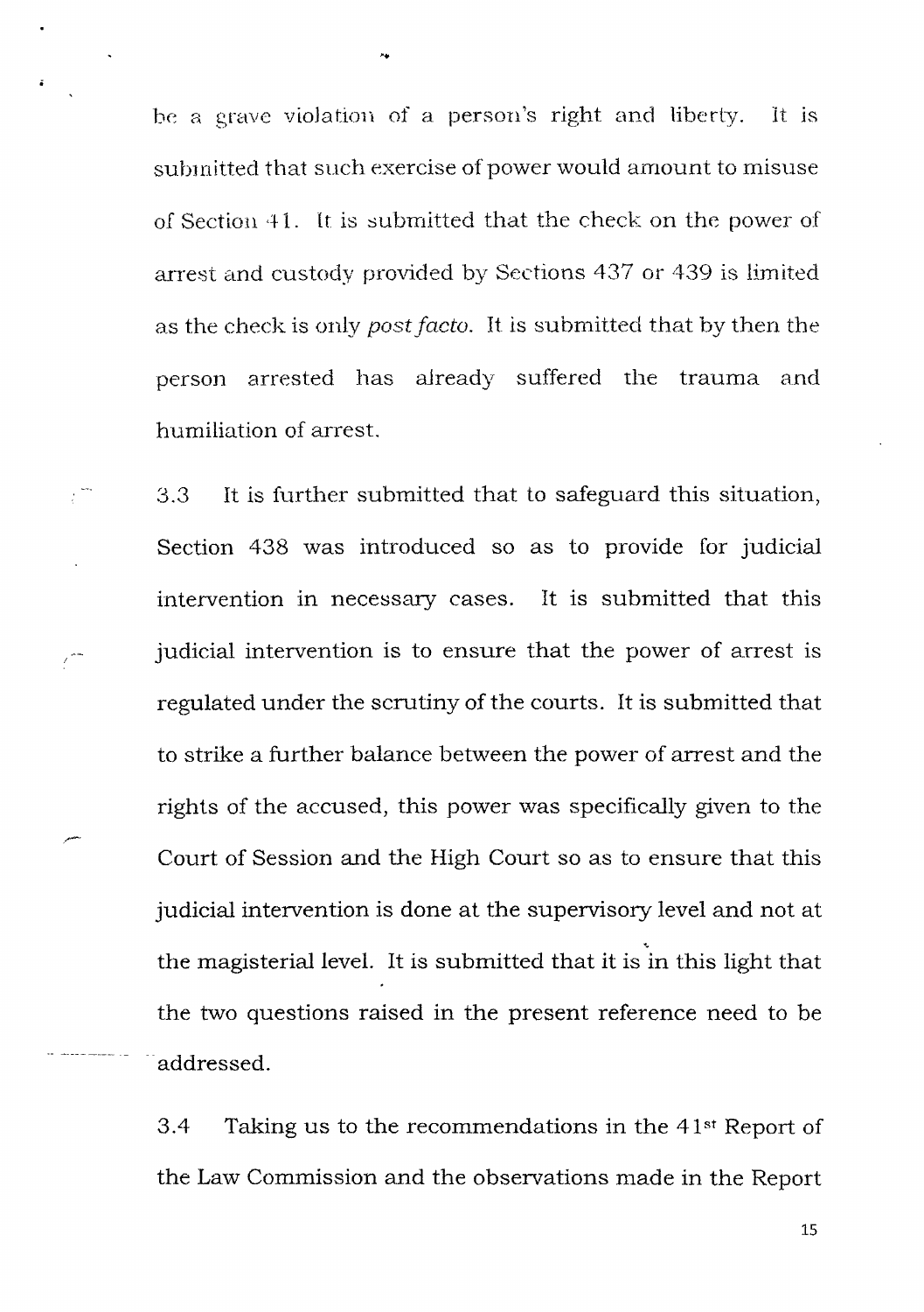be a grave violation of a person's right and liberty. It is submitted that such exercise of power would amount to misuse of Section 41. It is submitted that the check on the power of arrest and custody provided by Sections 437 or 439 is limited as the check is only *post facto*. It is submitted that by then the person arrested has already suffered the trauma and humiliation of arrest.

3.3 It is further submitted that to safeguard this situation, Section 438 was introduced so as to provide for judicial intervention in necessary cases. It is submitted that this judicial intervention is to ensure that the power of arrest is regulated under the scrutiny of the courts. It is submitted that to strike a further balance between the power of arrest and the rights of the accused, this power was specifically given to the Court of Session and the High Court so as to ensure that this judicial intervention is done at the supervisory level and not at the magisterial level. It is submitted that it is in this light that the two questions raised in the present reference need to be addressed.

3.4 Taking us to the recommendations in the 41st Report of the Law Commission and the observations made in the Report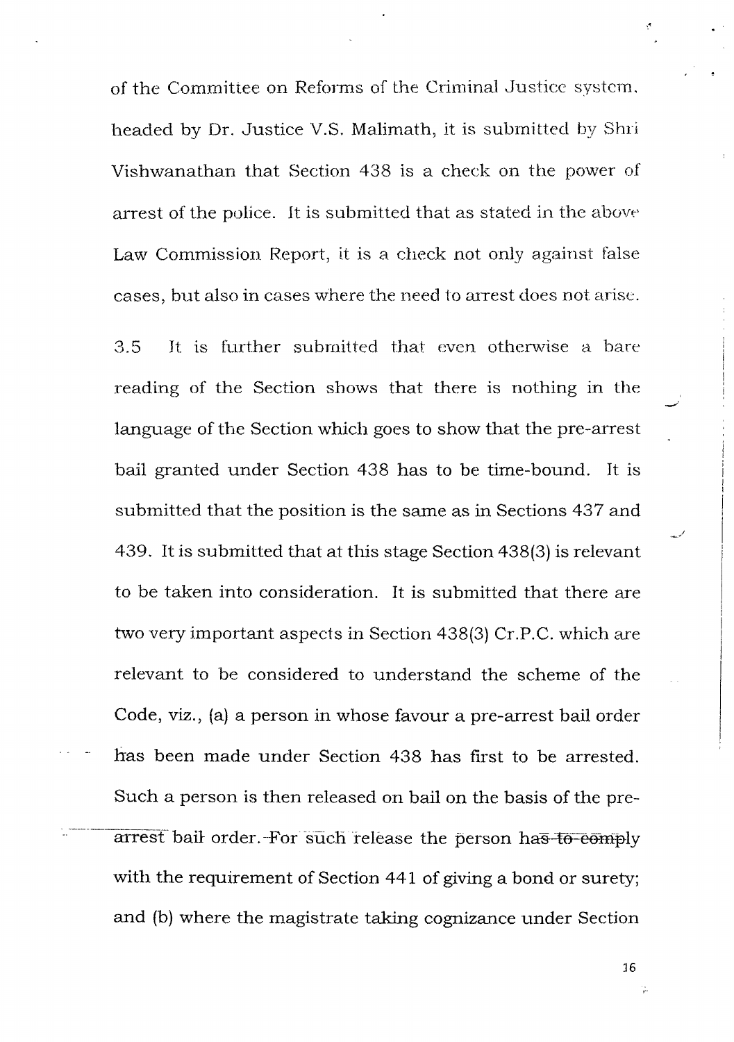of the Committee on Reforms of the Criminal Justice system, headed by Dr. Justice V.S. Malimath, it is submitted by Shri Vishwanathan that Section 438 is a check on the power of arrest of the police. It is submitted that as stated in the above Law Commission Report, it is a check not only against false cases, but also in cases where the need to arrest does not arise.

3.5 It is further submitted that even otherwise a bare reading of the Section shows that there is nothing in the language of the Section which goes to show that the pre-arrest bail granted under Section 438 has to be time-bound. It is submitted that the position is the same as in Sections 437 and 439. It is submitted that at this stage Section 438(3) is relevant to be taken into consideration. It is submitted that there are two very important aspects in Section 438(3) Cr.P.C. which are relevant to be considered to understand the scheme of the Code, viz., (a) a person in whose favour a pre-arrest bail order has been made under Section 438 has first to be arrested. Such a person is then released on bail on the basis of the pre-arrest bail order. For such release the person has to comply with the requirement of Section 441 of giving a bond or surety; and (b) where the magistrate taking cognizance under Section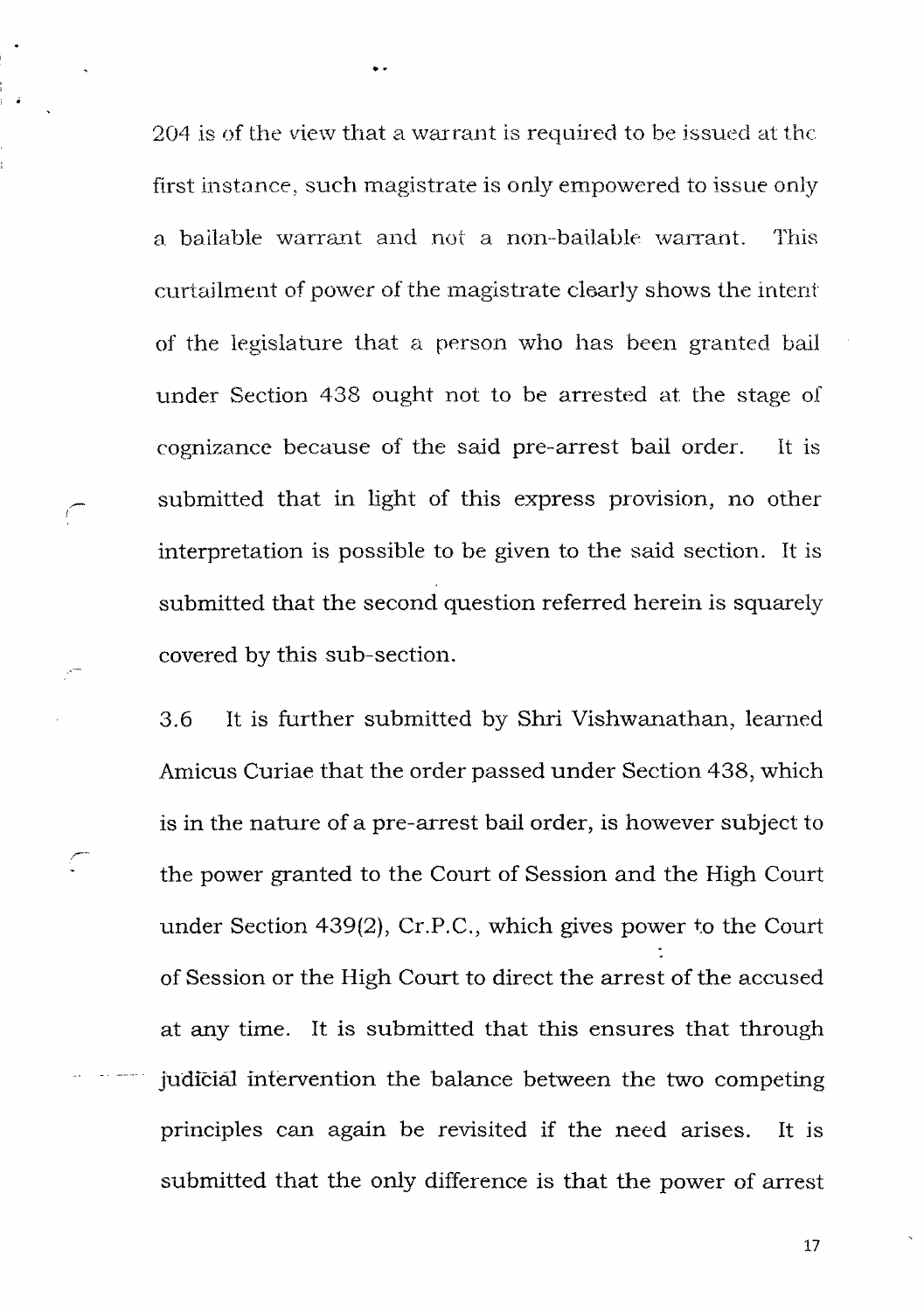204 is of the view that a warrant is required to be issued at the first instance, such magistrate is only empowered to issue only a bailable warrant and not a non-bailable warrant. This curtailment of power of the magistrate clearly shows the intent of the legislature that a person who has been granted bail under Section 438 ought not to be arrested at the stage of cognizance because of the said pre-arrest bail order. It is submitted that in light of this express provision, no other interpretation is possible to be given to the said section. It is submitted that the second question referred herein is squarely covered by this sub-section.

3.6 It is further submitted by Shri Vishwanathan, learned Amicus Curiae that the order passed under Section 438, which is in the nature of a pre-arrest bail order, is however subject to the power granted to the Court of Session and the High Court under Section 439(2), Cr.P.C., which gives power to the Court of Session or the High Court to direct the arrest of the accused at any time. It is submitted that this ensures that through judicial intervention the balance between the two competing principles can again be revisited if the need arises. It is submitted that the only difference is that the power of arrest